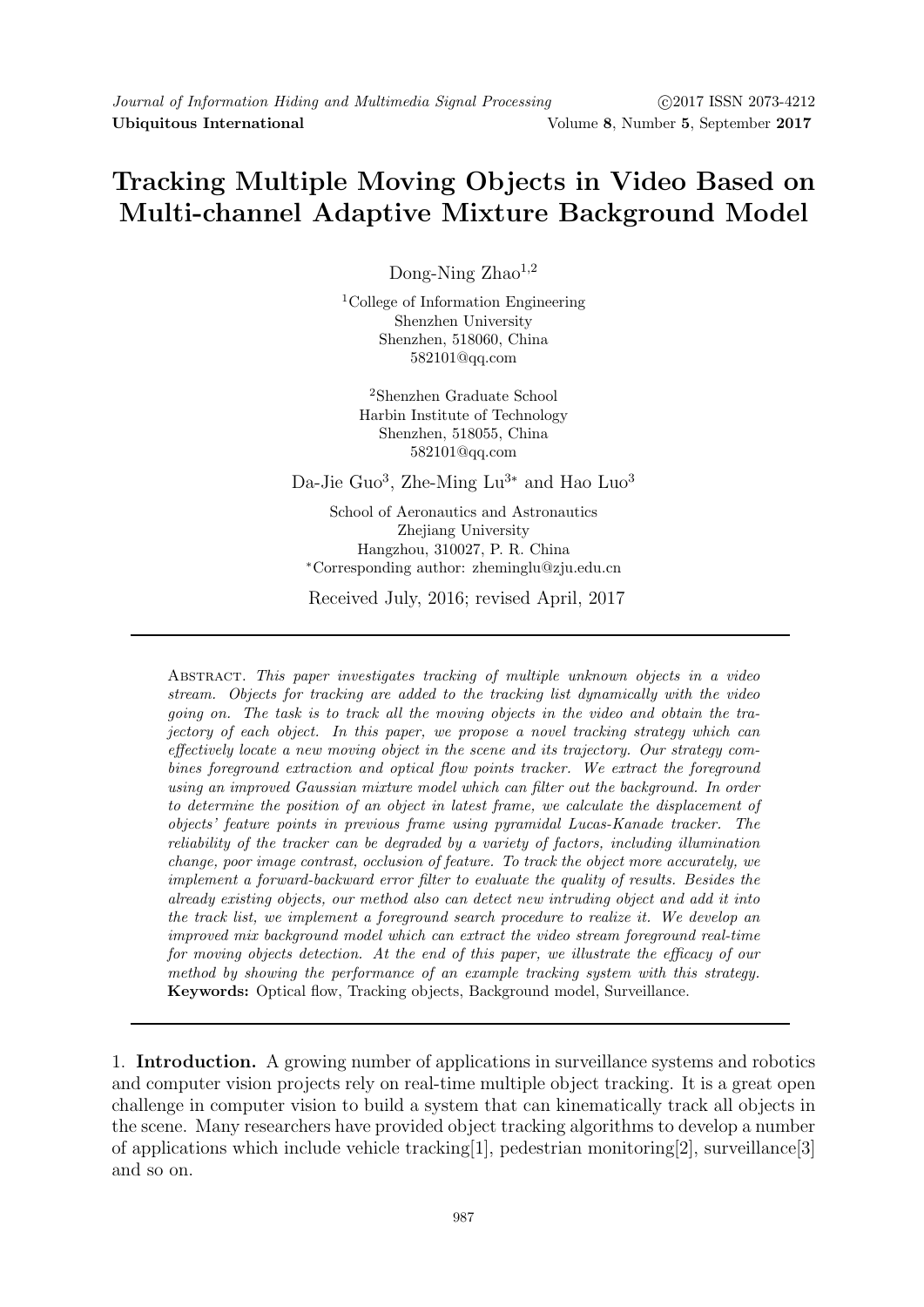# Tracking Multiple Moving Objects in Video Based on Multi-channel Adaptive Mixture Background Model

Dong-Ning Zhao[1,2]

[1]College of Information Engineering
Shenzhen University
Shenzhen, 518060, China
582101@qq.com

[2]Shenzhen Graduate School
Harbin Institute of Technology
Shenzhen, 518055, China
582101@qq.com

Da-Jie Guo[3], Zhe-Ming Lu[3*] and Hao Luo[3]

School of Aeronautics and Astronautics
Zhejiang University
Hangzhou, 310027, P. R. China
*Corresponding author: zheminglu@zju.edu.cn

Received July, 2016; revised April, 2017

Abstract. *This paper investigates tracking of multiple unknown objects in a video stream. Objects for tracking are added to the tracking list dynamically with the video going on. The task is to track all the moving objects in the video and obtain the trajectory of each object. In this paper, we propose a novel tracking strategy which can effectively locate a new moving object in the scene and its trajectory. Our strategy combines foreground extraction and optical flow points tracker. We extract the foreground using an improved Gaussian mixture model which can filter out the background. In order to determine the position of an object in latest frame, we calculate the displacement of objects' feature points in previous frame using pyramidal Lucas-Kanade tracker. The reliability of the tracker can be degraded by a variety of factors, including illumination change, poor image contrast, occlusion of feature. To track the object more accurately, we implement a forward-backward error filter to evaluate the quality of results. Besides the already existing objects, our method also can detect new intruding object and add it into the track list, we implement a foreground search procedure to realize it. We develop an improved mix background model which can extract the video stream foreground real-time for moving objects detection. At the end of this paper, we illustrate the efficacy of our method by showing the performance of an example tracking system with this strategy.*

**Keywords:** Optical flow, Tracking objects, Background model, Surveillance.

## 1. Introduction.

A growing number of applications in surveillance systems and robotics and computer vision projects rely on real-time multiple object tracking. It is a great open challenge in computer vision to build a system that can kinematically track all objects in the scene. Many researchers have provided object tracking algorithms to develop a number of applications which include vehicle tracking[1], pedestrian monitoring[2], surveillance[3] and so on.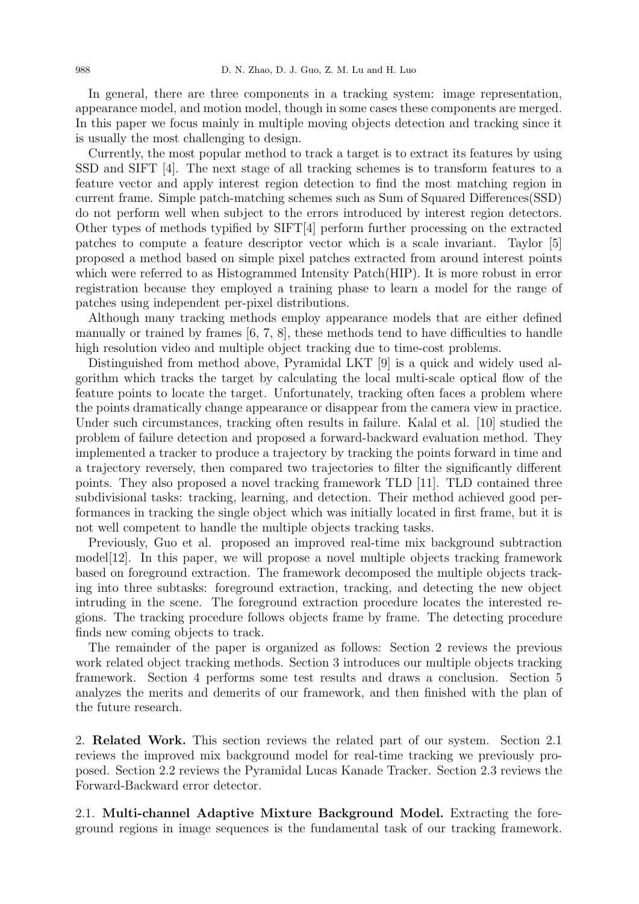In general, there are three components in a tracking system: image representation, appearance model, and motion model, though in some cases these components are merged. In this paper we focus mainly in multiple moving objects detection and tracking since it is usually the most challenging to design.

Currently, the most popular method to track a target is to extract its features by using SSD and SIFT [4]. The next stage of all tracking schemes is to transform features to a feature vector and apply interest region detection to find the most matching region in current frame. Simple patch-matching schemes such as Sum of Squared Differences(SSD) do not perform well when subject to the errors introduced by interest region detectors. Other types of methods typified by SIFT[4] perform further processing on the extracted patches to compute a feature descriptor vector which is a scale invariant. Taylor [5] proposed a method based on simple pixel patches extracted from around interest points which were referred to as Histogrammed Intensity Patch(HIP). It is more robust in error registration because they employed a training phase to learn a model for the range of patches using independent per-pixel distributions.

Although many tracking methods employ appearance models that are either defined manually or trained by frames [6, 7, 8], these methods tend to have difficulties to handle high resolution video and multiple object tracking due to time-cost problems.

Distinguished from method above, Pyramidal LKT [9] is a quick and widely used algorithm which tracks the target by calculating the local multi-scale optical flow of the feature points to locate the target. Unfortunately, tracking often faces a problem where the points dramatically change appearance or disappear from the camera view in practice. Under such circumstances, tracking often results in failure. Kalal et al. [10] studied the problem of failure detection and proposed a forward-backward evaluation method. They implemented a tracker to produce a trajectory by tracking the points forward in time and a trajectory reversely, then compared two trajectories to filter the significantly different points. They also proposed a novel tracking framework TLD [11]. TLD contained three subdivisional tasks: tracking, learning, and detection. Their method achieved good performances in tracking the single object which was initially located in first frame, but it is not well competent to handle the multiple objects tracking tasks.

Previously, Guo et al. proposed an improved real-time mix background subtraction model[12]. In this paper, we will propose a novel multiple objects tracking framework based on foreground extraction. The framework decomposed the multiple objects tracking into three subtasks: foreground extraction, tracking, and detecting the new object intruding in the scene. The foreground extraction procedure locates the interested regions. The tracking procedure follows objects frame by frame. The detecting procedure finds new coming objects to track.

The remainder of the paper is organized as follows: Section 2 reviews the previous work related object tracking methods. Section 3 introduces our multiple objects tracking framework. Section 4 performs some test results and draws a conclusion. Section 5 analyzes the merits and demerits of our framework, and then finished with the plan of the future research.

## 2. Related Work.

This section reviews the related part of our system. Section 2.1 reviews the improved mix background model for real-time tracking we previously proposed. Section 2.2 reviews the Pyramidal Lucas Kanade Tracker. Section 2.3 reviews the Forward-Backward error detector.

### 2.1. Multi-channel Adaptive Mixture Background Model.

Extracting the foreground regions in image sequences is the fundamental task of our tracking framework.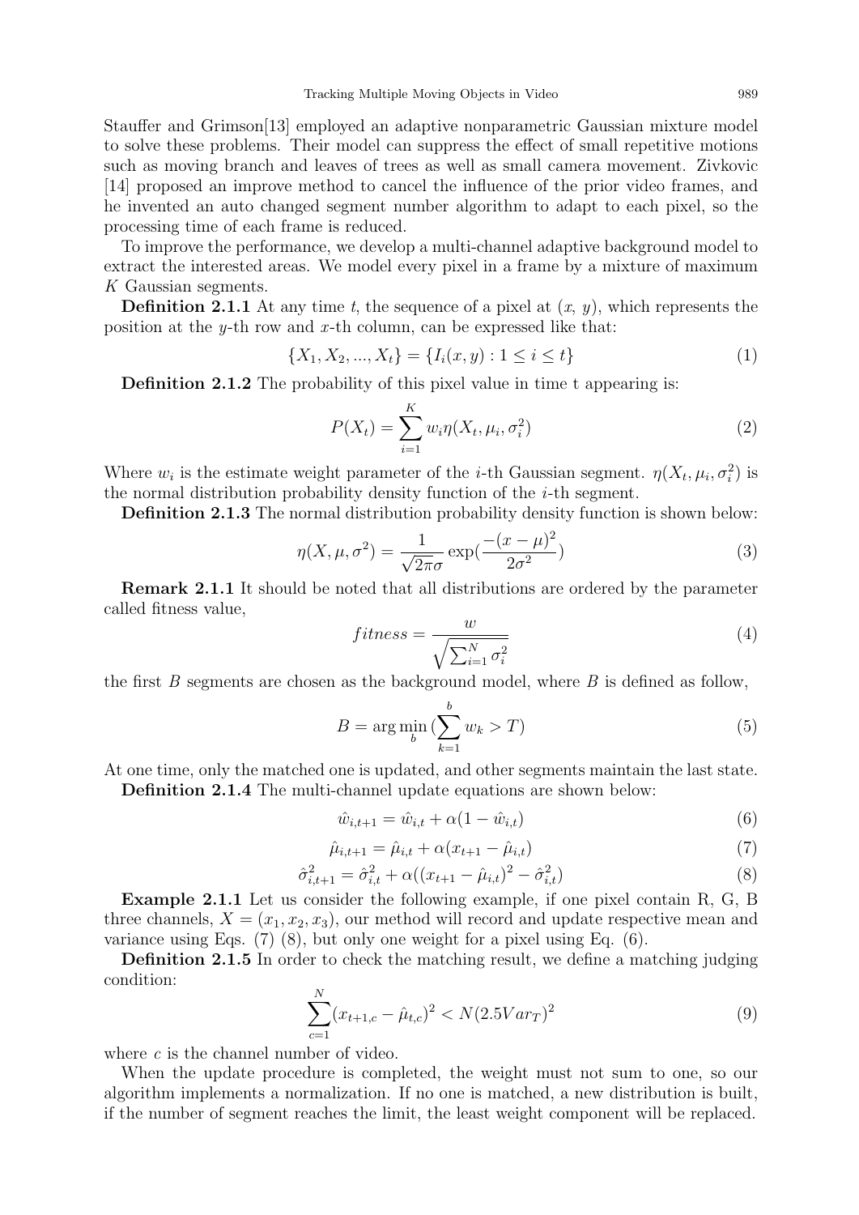Stauffer and Grimson[13] employed an adaptive nonparametric Gaussian mixture model to solve these problems. Their model can suppress the effect of small repetitive motions such as moving branch and leaves of trees as well as small camera movement. Zivkovic [14] proposed an improve method to cancel the influence of the prior video frames, and he invented an auto changed segment number algorithm to adapt to each pixel, so the processing time of each frame is reduced.

To improve the performance, we develop a multi-channel adaptive background model to extract the interested areas. We model every pixel in a frame by a mixture of maximum $K$ Gaussian segments.

**Definition 2.1.1** At any time $t$, the sequence of a pixel at $(x, y)$, which represents the position at the $y$-th row and $x$-th column, can be expressed like that:

$$\{X_1, X_2, ..., X_t\} = \{I_i(x, y) : 1 \leq i \leq t\} \tag{1}$$

**Definition 2.1.2** The probability of this pixel value in time t appearing is:

$$P(X_t) = \sum_{i=1}^{K} w_i \eta(X_t, \mu_i, \sigma_i^2) \tag{2}$$

Where $w_i$ is the estimate weight parameter of the $i$-th Gaussian segment. $\eta(X_t, \mu_i, \sigma_i^2)$ is the normal distribution probability density function of the $i$-th segment.

**Definition 2.1.3** The normal distribution probability density function is shown below:

$$\eta(X, \mu, \sigma^2) = \frac{1}{\sqrt{2\pi}\sigma} \exp\left(\frac{-(x-\mu)^2}{2\sigma^2}\right) \tag{3}$$

**Remark 2.1.1** It should be noted that all distributions are ordered by the parameter called fitness value,

$$fitness = \frac{w}{\sqrt{\sum_{i=1}^{N} \sigma_i^2}} \tag{4}$$

the first $B$ segments are chosen as the background model, where $B$ is defined as follow,

$$B = \arg\min_b \left(\sum_{k=1}^{b} w_k > T\right) \tag{5}$$

At one time, only the matched one is updated, and other segments maintain the last state.

**Definition 2.1.4** The multi-channel update equations are shown below:

$$\hat{w}_{i,t+1} = \hat{w}_{i,t} + \alpha(1 - \hat{w}_{i,t}) \tag{6}$$

$$\hat{\mu}_{i,t+1} = \hat{\mu}_{i,t} + \alpha(x_{t+1} - \hat{\mu}_{i,t}) \tag{7}$$

$$\hat{\sigma}_{i,t+1}^2 = \hat{\sigma}_{i,t}^2 + \alpha((x_{t+1} - \hat{\mu}_{i,t})^2 - \hat{\sigma}_{i,t}^2) \tag{8}$$

**Example 2.1.1** Let us consider the following example, if one pixel contain R, G, B three channels, $X = (x_1, x_2, x_3)$, our method will record and update respective mean and variance using Eqs. (7) (8), but only one weight for a pixel using Eq. (6).

**Definition 2.1.5** In order to check the matching result, we define a matching judging condition:

$$\sum_{c=1}^{N} (x_{t+1,c} - \hat{\mu}_{t,c})^2 < N(2.5Var_T)^2 \tag{9}$$

where $c$ is the channel number of video.

When the update procedure is completed, the weight must not sum to one, so our algorithm implements a normalization. If no one is matched, a new distribution is built, if the number of segment reaches the limit, the least weight component will be replaced.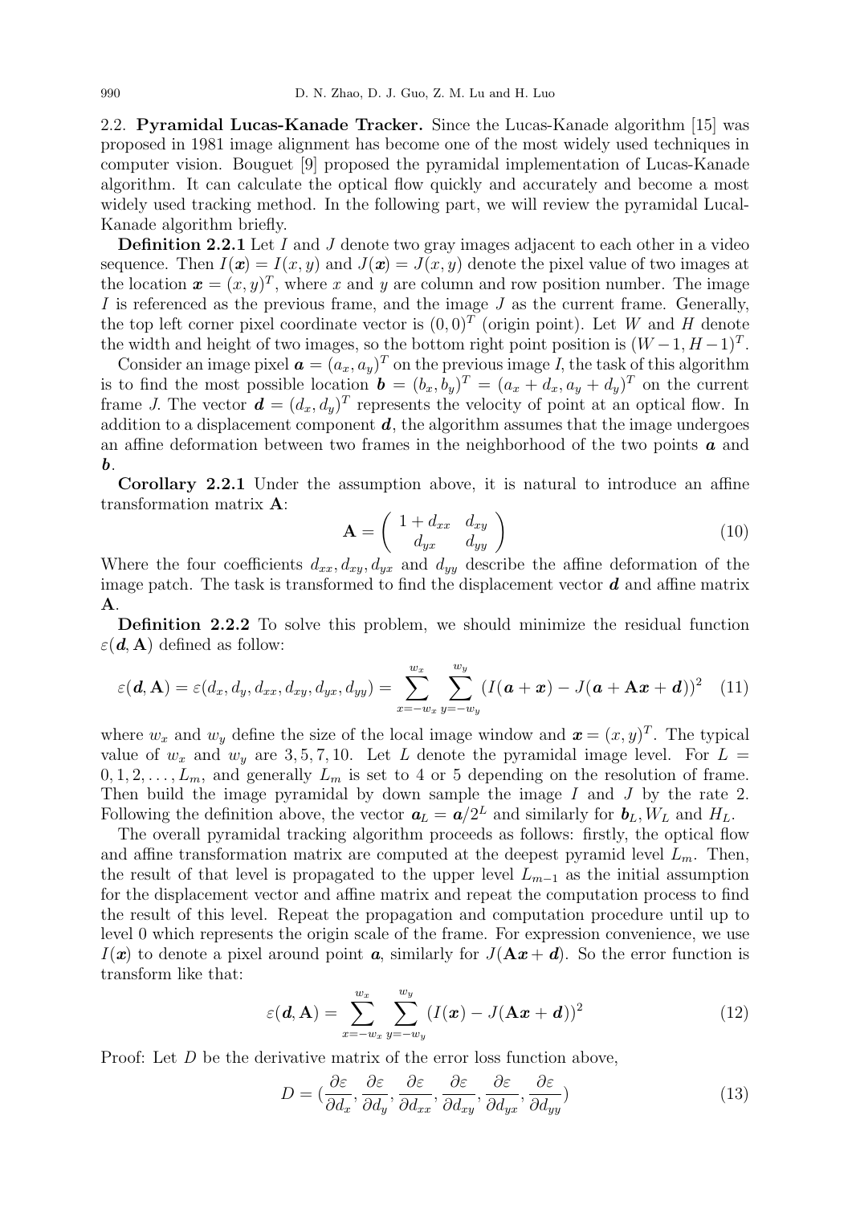2.2. **Pyramidal Lucas-Kanade Tracker.** Since the Lucas-Kanade algorithm [15] was proposed in 1981 image alignment has become one of the most widely used techniques in computer vision. Bouguet [9] proposed the pyramidal implementation of Lucas-Kanade algorithm. It can calculate the optical flow quickly and accurately and become a most widely used tracking method. In the following part, we will review the pyramidal Lucal-Kanade algorithm briefly.

**Definition 2.2.1** Let $I$ and $J$ denote two gray images adjacent to each other in a video sequence. Then $I(\boldsymbol{x}) = I(x, y)$ and $J(\boldsymbol{x}) = J(x, y)$ denote the pixel value of two images at the location $\boldsymbol{x} = (x, y)^T$, where $x$ and $y$ are column and row position number. The image $I$ is referenced as the previous frame, and the image $J$ as the current frame. Generally, the top left corner pixel coordinate vector is $(0, 0)^T$ (origin point). Let $W$ and $H$ denote the width and height of two images, so the bottom right point position is $(W-1, H-1)^T$.

Consider an image pixel $\boldsymbol{a} = (a_x, a_y)^T$ on the previous image $I$, the task of this algorithm is to find the most possible location $\boldsymbol{b} = (b_x, b_y)^T = (a_x + d_x, a_y + d_y)^T$ on the current frame $J$. The vector $\boldsymbol{d} = (d_x, d_y)^T$ represents the velocity of point at an optical flow. In addition to a displacement component $\boldsymbol{d}$, the algorithm assumes that the image undergoes an affine deformation between two frames in the neighborhood of the two points $\boldsymbol{a}$ and $\boldsymbol{b}$.

**Corollary 2.2.1** Under the assumption above, it is natural to introduce an affine transformation matrix $\mathbf{A}$:

$$\mathbf{A} = \begin{pmatrix} 1 + d_{xx} & d_{xy} \\ d_{yx} & d_{yy} \end{pmatrix} \tag{10}$$

Where the four coefficients $d_{xx}, d_{xy}, d_{yx}$ and $d_{yy}$ describe the affine deformation of the image patch. The task is transformed to find the displacement vector $\boldsymbol{d}$ and affine matrix $\mathbf{A}$.

**Definition 2.2.2** To solve this problem, we should minimize the residual function $\varepsilon(\boldsymbol{d}, \mathbf{A})$ defined as follow:

$$\varepsilon(\boldsymbol{d}, \mathbf{A}) = \varepsilon(d_x, d_y, d_{xx}, d_{xy}, d_{yx}, d_{yy}) = \sum_{x=-w_x}^{w_x} \sum_{y=-w_y}^{w_y} (I(\boldsymbol{a} + \boldsymbol{x}) - J(\boldsymbol{a} + \mathbf{A}\boldsymbol{x} + \boldsymbol{d}))^2 \tag{11}$$

where $w_x$ and $w_y$ define the size of the local image window and $\boldsymbol{x} = (x, y)^T$. The typical value of $w_x$ and $w_y$ are $3, 5, 7, 10$. Let $L$ denote the pyramidal image level. For $L = 0, 1, 2, \ldots, L_m$, and generally $L_m$ is set to 4 or 5 depending on the resolution of frame. Then build the image pyramidal by down sample the image $I$ and $J$ by the rate 2. Following the definition above, the vector $\boldsymbol{a}_L = \boldsymbol{a}/2^L$ and similarly for $\boldsymbol{b}_L, W_L$ and $H_L$.

The overall pyramidal tracking algorithm proceeds as follows: firstly, the optical flow and affine transformation matrix are computed at the deepest pyramid level $L_m$. Then, the result of that level is propagated to the upper level $L_{m-1}$ as the initial assumption for the displacement vector and affine matrix and repeat the computation process to find the result of this level. Repeat the propagation and computation procedure until up to level 0 which represents the origin scale of the frame. For expression convenience, we use $I(\boldsymbol{x})$ to denote a pixel around point $\boldsymbol{a}$, similarly for $J(\mathbf{A}\boldsymbol{x} + \boldsymbol{d})$. So the error function is transform like that:

$$\varepsilon(\boldsymbol{d}, \mathbf{A}) = \sum_{x=-w_x}^{w_x} \sum_{y=-w_y}^{w_y} (I(\boldsymbol{x}) - J(\mathbf{A}\boldsymbol{x} + \boldsymbol{d}))^2 \tag{12}$$

Proof: Let $D$ be the derivative matrix of the error loss function above,

$$D = \left(\frac{\partial \varepsilon}{\partial d_x}, \frac{\partial \varepsilon}{\partial d_y}, \frac{\partial \varepsilon}{\partial d_{xx}}, \frac{\partial \varepsilon}{\partial d_{xy}}, \frac{\partial \varepsilon}{\partial d_{yx}}, \frac{\partial \varepsilon}{\partial d_{yy}}\right) \tag{13}$$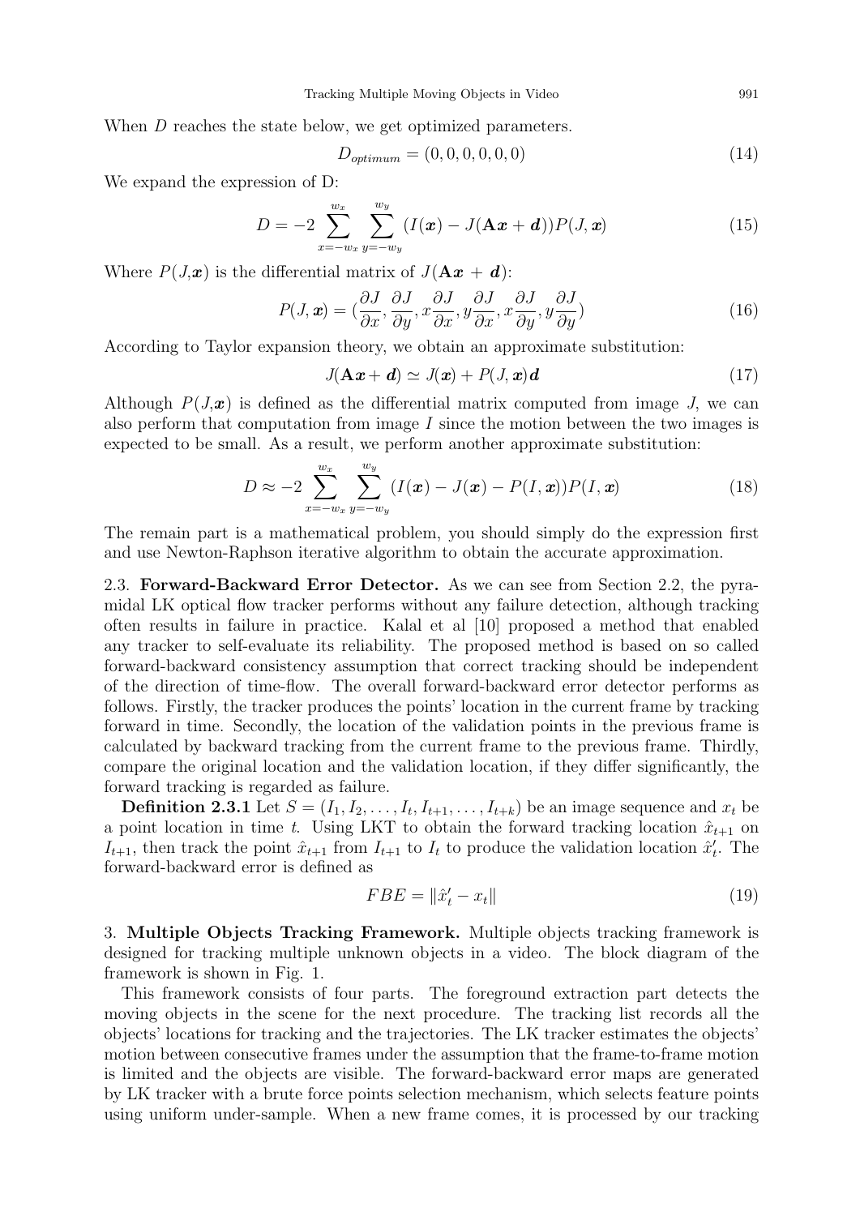When $D$ reaches the state below, we get optimized parameters.

$$D_{optimum} = (0, 0, 0, 0, 0, 0) \tag{14}$$

We expand the expression of D:

$$D = -2 \sum_{x=-w_x}^{w_x} \sum_{y=-w_y}^{w_y} (I(\boldsymbol{x}) - J(\mathbf{A}\boldsymbol{x} + \boldsymbol{d}))P(J, \boldsymbol{x}) \tag{15}$$

Where $P(J,\boldsymbol{x})$ is the differential matrix of $J(\mathbf{A}\boldsymbol{x} + \boldsymbol{d})$:

$$P(J, \boldsymbol{x}) = (\frac{\partial J}{\partial x}, \frac{\partial J}{\partial y}, x\frac{\partial J}{\partial x}, y\frac{\partial J}{\partial x}, x\frac{\partial J}{\partial y}, y\frac{\partial J}{\partial y}) \tag{16}$$

According to Taylor expansion theory, we obtain an approximate substitution:

$$J(\mathbf{A}\boldsymbol{x} + \boldsymbol{d}) \simeq J(\boldsymbol{x}) + P(J, \boldsymbol{x})\boldsymbol{d} \tag{17}$$

Although $P(J,\boldsymbol{x})$ is defined as the differential matrix computed from image $J$, we can also perform that computation from image $I$ since the motion between the two images is expected to be small. As a result, we perform another approximate substitution:

$$D \approx -2 \sum_{x=-w_x}^{w_x} \sum_{y=-w_y}^{w_y} (I(\boldsymbol{x}) - J(\boldsymbol{x}) - P(I, \boldsymbol{x}))P(I, \boldsymbol{x}) \tag{18}$$

The remain part is a mathematical problem, you should simply do the expression first and use Newton-Raphson iterative algorithm to obtain the accurate approximation.

2.3. **Forward-Backward Error Detector.** As we can see from Section 2.2, the pyramidal LK optical flow tracker performs without any failure detection, although tracking often results in failure in practice. Kalal et al [10] proposed a method that enabled any tracker to self-evaluate its reliability. The proposed method is based on so called forward-backward consistency assumption that correct tracking should be independent of the direction of time-flow. The overall forward-backward error detector performs as follows. Firstly, the tracker produces the points' location in the current frame by tracking forward in time. Secondly, the location of the validation points in the previous frame is calculated by backward tracking from the current frame to the previous frame. Thirdly, compare the original location and the validation location, if they differ significantly, the forward tracking is regarded as failure.

**Definition 2.3.1** Let $S = (I_1, I_2, \ldots, I_t, I_{t+1}, \ldots, I_{t+k})$ be an image sequence and $x_t$ be a point location in time $t$. Using LKT to obtain the forward tracking location $\hat{x}_{t+1}$ on $I_{t+1}$, then track the point $\hat{x}_{t+1}$ from $I_{t+1}$ to $I_t$ to produce the validation location $\hat{x}'_t$. The forward-backward error is defined as

$$FBE = \|\hat{x}'_t - x_t\| \tag{19}$$

3. **Multiple Objects Tracking Framework.** Multiple objects tracking framework is designed for tracking multiple unknown objects in a video. The block diagram of the framework is shown in Fig. 1.

This framework consists of four parts. The foreground extraction part detects the moving objects in the scene for the next procedure. The tracking list records all the objects' locations for tracking and the trajectories. The LK tracker estimates the objects' motion between consecutive frames under the assumption that the frame-to-frame motion is limited and the objects are visible. The forward-backward error maps are generated by LK tracker with a brute force points selection mechanism, which selects feature points using uniform under-sample. When a new frame comes, it is processed by our tracking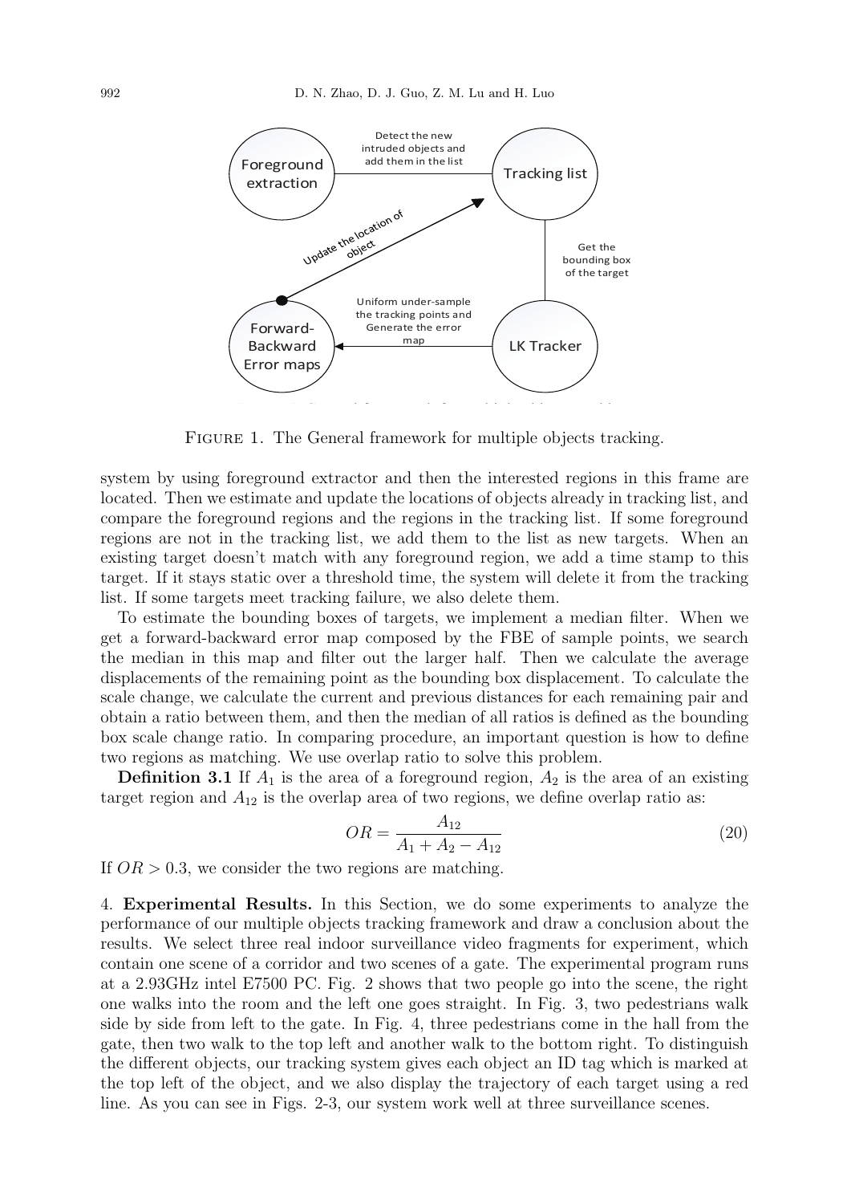Foreground extraction

Tracking list

Detect the new intruded objects and add them in the list

Update the location of object

Get the bounding box of the target

Forward-Backward Error maps

LK Tracker

Uniform under-sample the tracking points and Generate the error map

FIGURE 1. The General framework for multiple objects tracking.

system by using foreground extractor and then the interested regions in this frame are located. Then we estimate and update the locations of objects already in tracking list, and compare the foreground regions and the regions in the tracking list. If some foreground regions are not in the tracking list, we add them to the list as new targets. When an existing target doesn't match with any foreground region, we add a time stamp to this target. If it stays static over a threshold time, the system will delete it from the tracking list. If some targets meet tracking failure, we also delete them.

To estimate the bounding boxes of targets, we implement a median filter. When we get a forward-backward error map composed by the FBE of sample points, we search the median in this map and filter out the larger half. Then we calculate the average displacements of the remaining point as the bounding box displacement. To calculate the scale change, we calculate the current and previous distances for each remaining pair and obtain a ratio between them, and then the median of all ratios is defined as the bounding box scale change ratio. In comparing procedure, an important question is how to define two regions as matching. We use overlap ratio to solve this problem.

**Definition 3.1** If $A_1$ is the area of a foreground region, $A_2$ is the area of an existing target region and $A_{12}$ is the overlap area of two regions, we define overlap ratio as:

$$OR = \frac{A_{12}}{A_1 + A_2 - A_{12}} \tag{20}$$

If $OR > 0.3$, we consider the two regions are matching.

## 4. Experimental Results.

In this Section, we do some experiments to analyze the performance of our multiple objects tracking framework and draw a conclusion about the results. We select three real indoor surveillance video fragments for experiment, which contain one scene of a corridor and two scenes of a gate. The experimental program runs at a 2.93GHz intel E7500 PC. Fig. 2 shows that two people go into the scene, the right one walks into the room and the left one goes straight. In Fig. 3, two pedestrians walk side by side from left to the gate. In Fig. 4, three pedestrians come in the hall from the gate, then two walk to the top left and another walk to the bottom right. To distinguish the different objects, our tracking system gives each object an ID tag which is marked at the top left of the object, and we also display the trajectory of each target using a red line. As you can see in Figs. 2-3, our system work well at three surveillance scenes.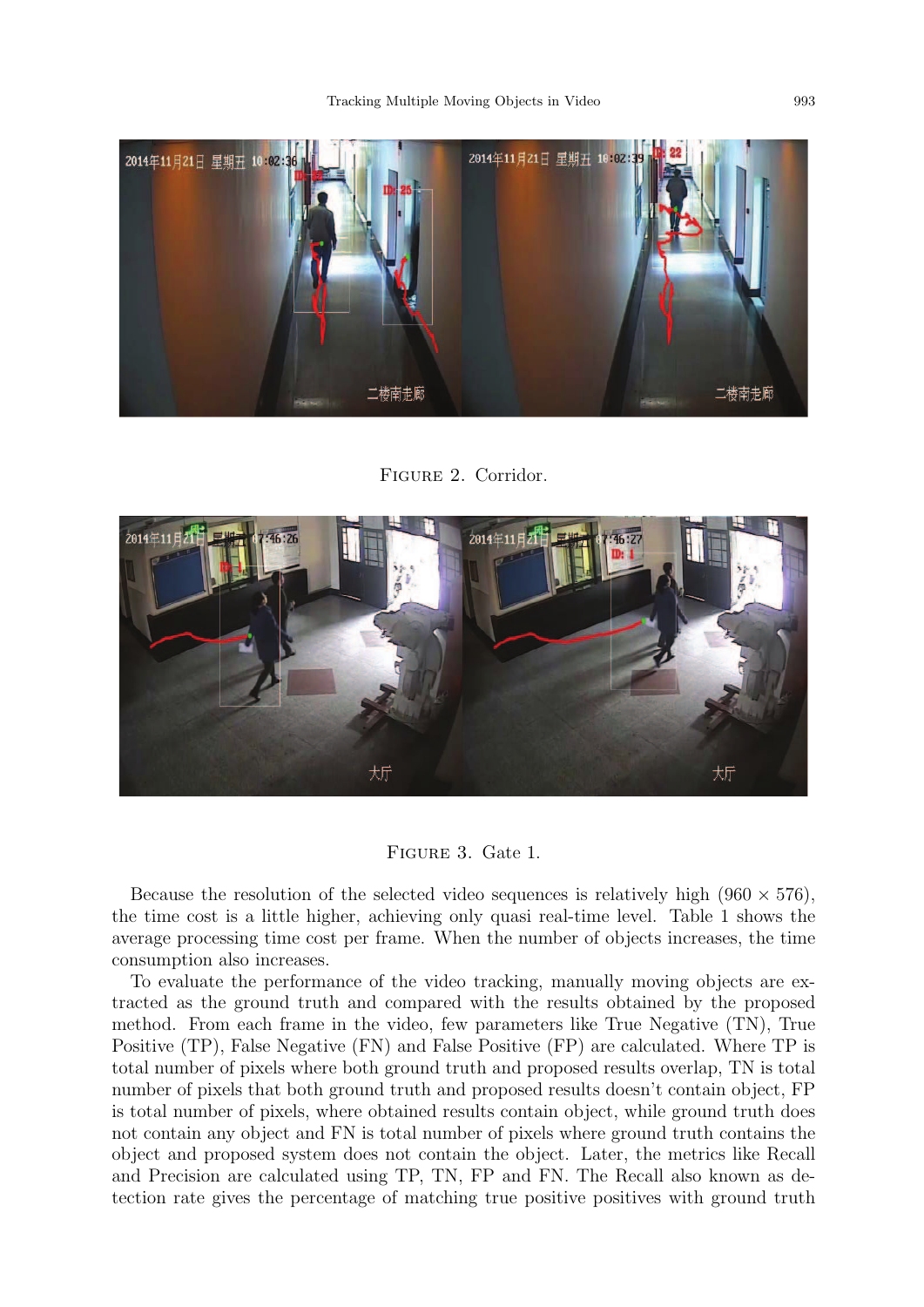Figure 2. Corridor.

Figure 3. Gate 1.

Because the resolution of the selected video sequences is relatively high ($960 \times 576$), the time cost is a little higher, achieving only quasi real-time level. Table 1 shows the average processing time cost per frame. When the number of objects increases, the time consumption also increases.

To evaluate the performance of the video tracking, manually moving objects are extracted as the ground truth and compared with the results obtained by the proposed method. From each frame in the video, few parameters like True Negative (TN), True Positive (TP), False Negative (FN) and False Positive (FP) are calculated. Where TP is total number of pixels where both ground truth and proposed results overlap, TN is total number of pixels that both ground truth and proposed results doesn't contain object, FP is total number of pixels, where obtained results contain object, while ground truth does not contain any object and FN is total number of pixels where ground truth contains the object and proposed system does not contain the object. Later, the metrics like Recall and Precision are calculated using TP, TN, FP and FN. The Recall also known as detection rate gives the percentage of matching true positive positives with ground truth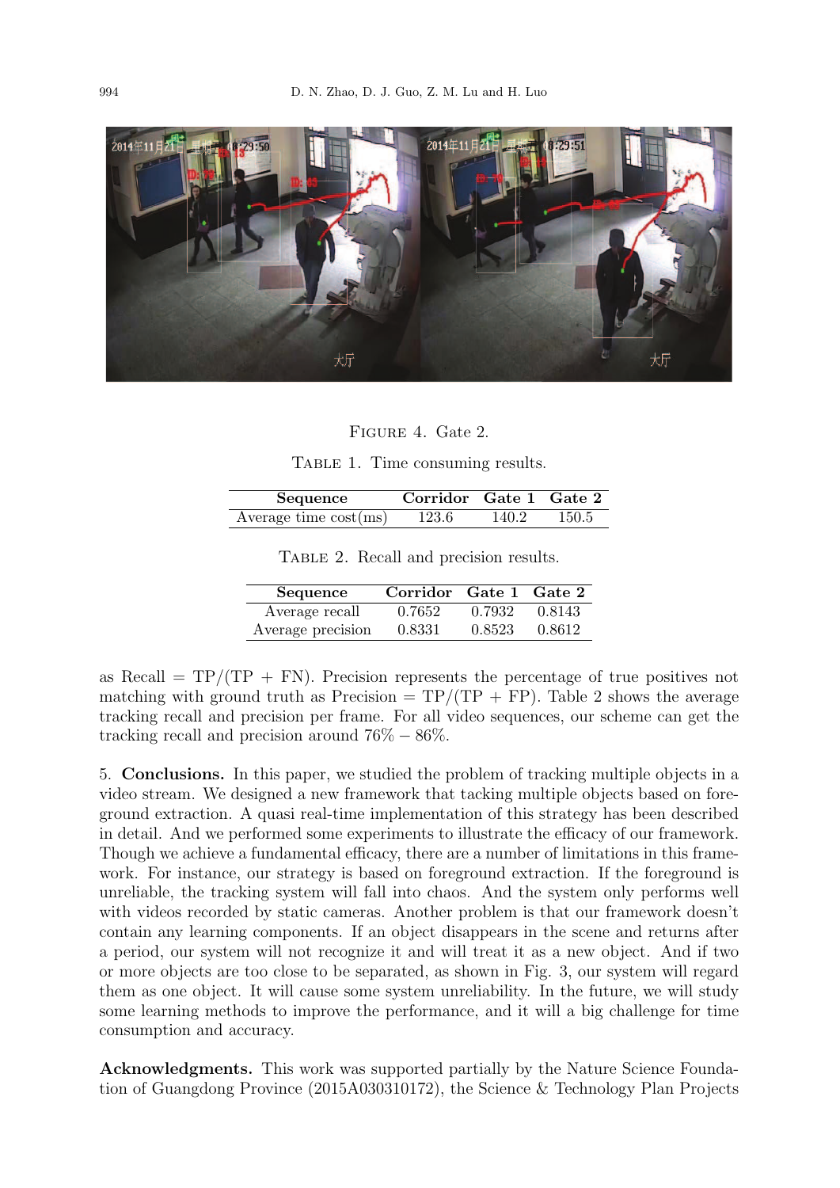FIGURE 4. Gate 2.

TABLE 1. Time consuming results.

| Sequence | Corridor | Gate 1 | Gate 2 |
|---|---|---|---|
| Average time cost(ms) | 123.6 | 140.2 | 150.5 |

TABLE 2. Recall and precision results.

| Sequence | Corridor | Gate 1 | Gate 2 |
|---|---|---|---|
| Average recall | 0.7652 | 0.7932 | 0.8143 |
| Average precision | 0.8331 | 0.8523 | 0.8612 |

as Recall = TP/(TP + FN). Precision represents the percentage of true positives not matching with ground truth as Precision = TP/(TP + FP). Table 2 shows the average tracking recall and precision per frame. For all video sequences, our scheme can get the tracking recall and precision around 76% − 86%.

**5. Conclusions.** In this paper, we studied the problem of tracking multiple objects in a video stream. We designed a new framework that tacking multiple objects based on foreground extraction. A quasi real-time implementation of this strategy has been described in detail. And we performed some experiments to illustrate the efficacy of our framework. Though we achieve a fundamental efficacy, there are a number of limitations in this framework. For instance, our strategy is based on foreground extraction. If the foreground is unreliable, the tracking system will fall into chaos. And the system only performs well with videos recorded by static cameras. Another problem is that our framework doesn't contain any learning components. If an object disappears in the scene and returns after a period, our system will not recognize it and will treat it as a new object. And if two or more objects are too close to be separated, as shown in Fig. 3, our system will regard them as one object. It will cause some system unreliability. In the future, we will study some learning methods to improve the performance, and it will a big challenge for time consumption and accuracy.

**Acknowledgments.** This work was supported partially by the Nature Science Foundation of Guangdong Province (2015A030310172), the Science & Technology Plan Projects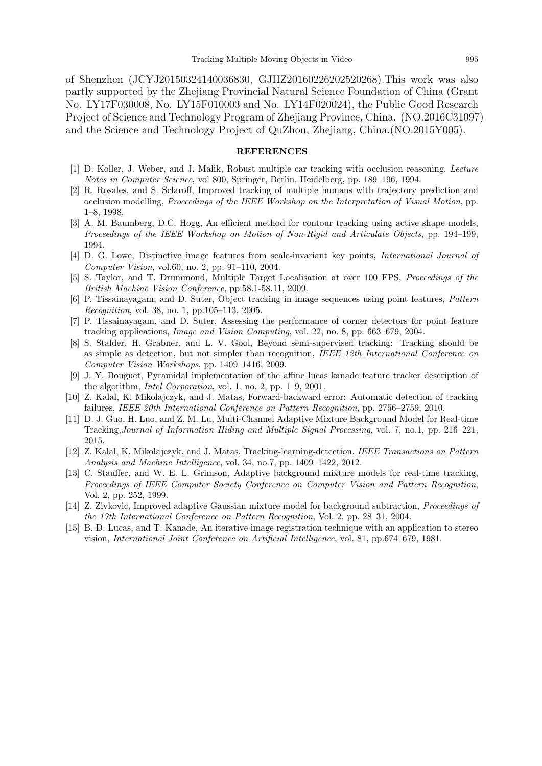of Shenzhen (JCYJ20150324140036830, GJHZ20160226202520268).This work was also partly supported by the Zhejiang Provincial Natural Science Foundation of China (Grant No. LY17F030008, No. LY15F010003 and No. LY14F020024), the Public Good Research Project of Science and Technology Program of Zhejiang Province, China. (NO.2016C31097) and the Science and Technology Project of QuZhou, Zhejiang, China.(NO.2015Y005).

## REFERENCES

[1] D. Koller, J. Weber, and J. Malik, Robust multiple car tracking with occlusion reasoning. *Lecture Notes in Computer Science*, vol 800, Springer, Berlin, Heidelberg, pp. 189–196, 1994.

[2] R. Rosales, and S. Sclaroff, Improved tracking of multiple humans with trajectory prediction and occlusion modelling, *Proceedings of the IEEE Workshop on the Interpretation of Visual Motion*, pp. 1–8, 1998.

[3] A. M. Baumberg, D.C. Hogg, An efficient method for contour tracking using active shape models, *Proceedings of the IEEE Workshop on Motion of Non-Rigid and Articulate Objects*, pp. 194–199, 1994.

[4] D. G. Lowe, Distinctive image features from scale-invariant key points, *International Journal of Computer Vision*, vol.60, no. 2, pp. 91–110, 2004.

[5] S. Taylor, and T. Drummond, Multiple Target Localisation at over 100 FPS, *Proceedings of the British Machine Vision Conference*, pp.58.1-58.11, 2009.

[6] P. Tissainayagam, and D. Suter, Object tracking in image sequences using point features, *Pattern Recognition*, vol. 38, no. 1, pp.105–113, 2005.

[7] P. Tissainayagam, and D. Suter, Assessing the performance of corner detectors for point feature tracking applications, *Image and Vision Computing*, vol. 22, no. 8, pp. 663–679, 2004.

[8] S. Stalder, H. Grabner, and L. V. Gool, Beyond semi-supervised tracking: Tracking should be as simple as detection, but not simpler than recognition, *IEEE 12th International Conference on Computer Vision Workshops*, pp. 1409–1416, 2009.

[9] J. Y. Bouguet, Pyramidal implementation of the affine lucas kanade feature tracker description of the algorithm, *Intel Corporation*, vol. 1, no. 2, pp. 1–9, 2001.

[10] Z. Kalal, K. Mikolajczyk, and J. Matas, Forward-backward error: Automatic detection of tracking failures, *IEEE 20th International Conference on Pattern Recognition*, pp. 2756–2759, 2010.

[11] D. J. Guo, H. Luo, and Z. M. Lu, Multi-Channel Adaptive Mixture Background Model for Real-time Tracking,*Journal of Information Hiding and Multiple Signal Processing*, vol. 7, no.1, pp. 216–221, 2015.

[12] Z. Kalal, K. Mikolajczyk, and J. Matas, Tracking-learning-detection, *IEEE Transactions on Pattern Analysis and Machine Intelligence*, vol. 34, no.7, pp. 1409–1422, 2012.

[13] C. Stauffer, and W. E. L. Grimson, Adaptive background mixture models for real-time tracking, *Proceedings of IEEE Computer Society Conference on Computer Vision and Pattern Recognition*, Vol. 2, pp. 252, 1999.

[14] Z. Zivkovic, Improved adaptive Gaussian mixture model for background subtraction, *Proceedings of the 17th International Conference on Pattern Recognition*, Vol. 2, pp. 28–31, 2004.

[15] B. D. Lucas, and T. Kanade, An iterative image registration technique with an application to stereo vision, *International Joint Conference on Artificial Intelligence*, vol. 81, pp.674–679, 1981.